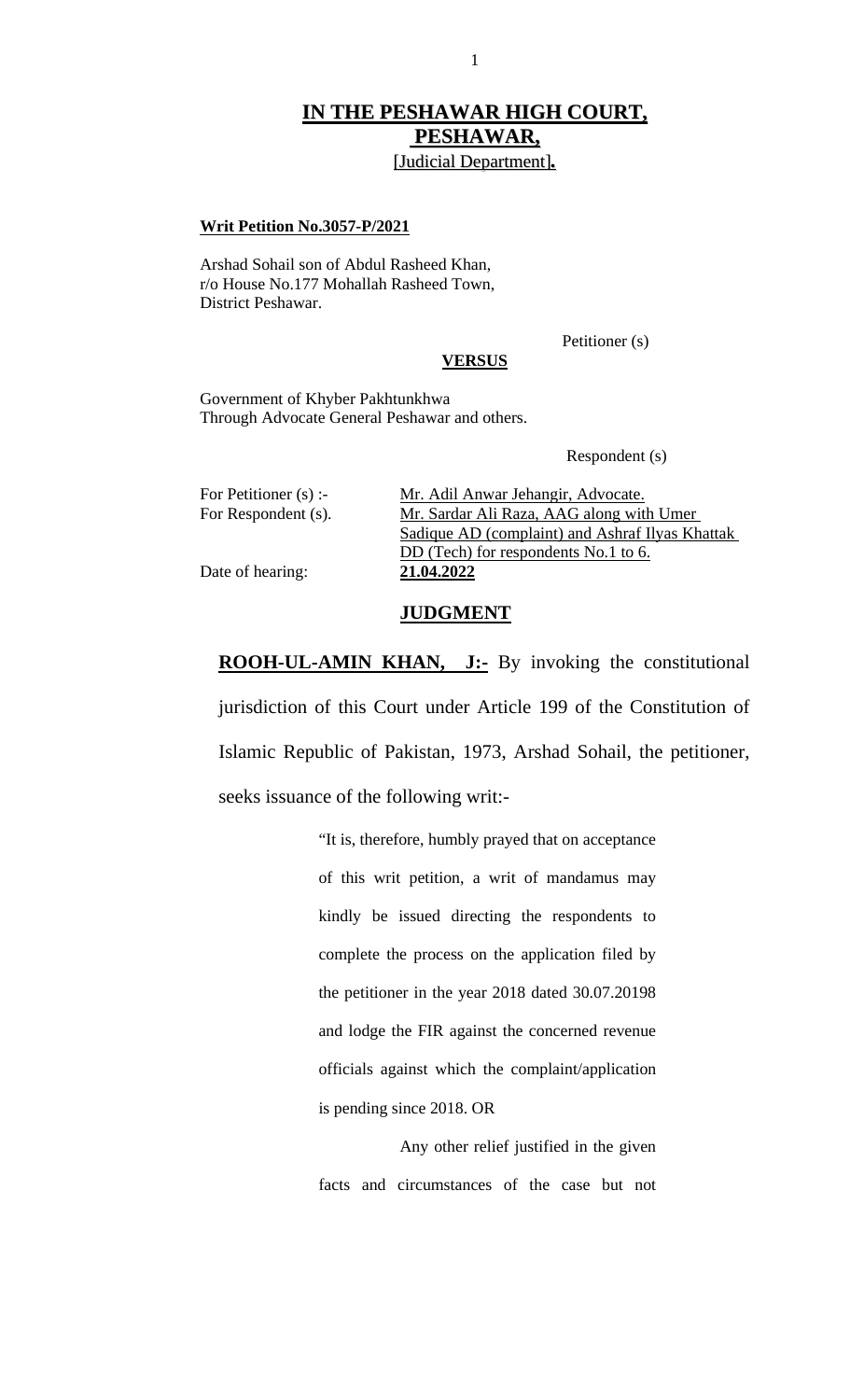# IN THE PESHAWAR HIGH COURT, PESHAWAR,

[Judicial Department].

**Writ Petition No.3057-P/2021**

Arshad Sohail son of Abdul Rasheed Khan,
r/o House No.177 Mohallah Rasheed Town,
District Peshawar.

Petitioner (s)

**VERSUS**

Government of Khyber Pakhtunkhwa
Through Advocate General Peshawar and others.

Respondent (s)

| | |
|---|---|
| For Petitioner (s) :- | Mr. Adil Anwar Jehangir, Advocate. |
| For Respondent (s). | Mr. Sardar Ali Raza, AAG along with Umer Sadique AD (complaint) and Ashraf Ilyas Khattak DD (Tech) for respondents No.1 to 6. |
| Date of hearing: | **21.04.2022** |

## JUDGMENT

**ROOH-UL-AMIN KHAN, J:-** By invoking the constitutional jurisdiction of this Court under Article 199 of the Constitution of Islamic Republic of Pakistan, 1973, Arshad Sohail, the petitioner, seeks issuance of the following writ:-

> "It is, therefore, humbly prayed that on acceptance of this writ petition, a writ of mandamus may kindly be issued directing the respondents to complete the process on the application filed by the petitioner in the year 2018 dated 30.07.20198 and lodge the FIR against the concerned revenue officials against which the complaint/application is pending since 2018. OR
>
> Any other relief justified in the given facts and circumstances of the case but not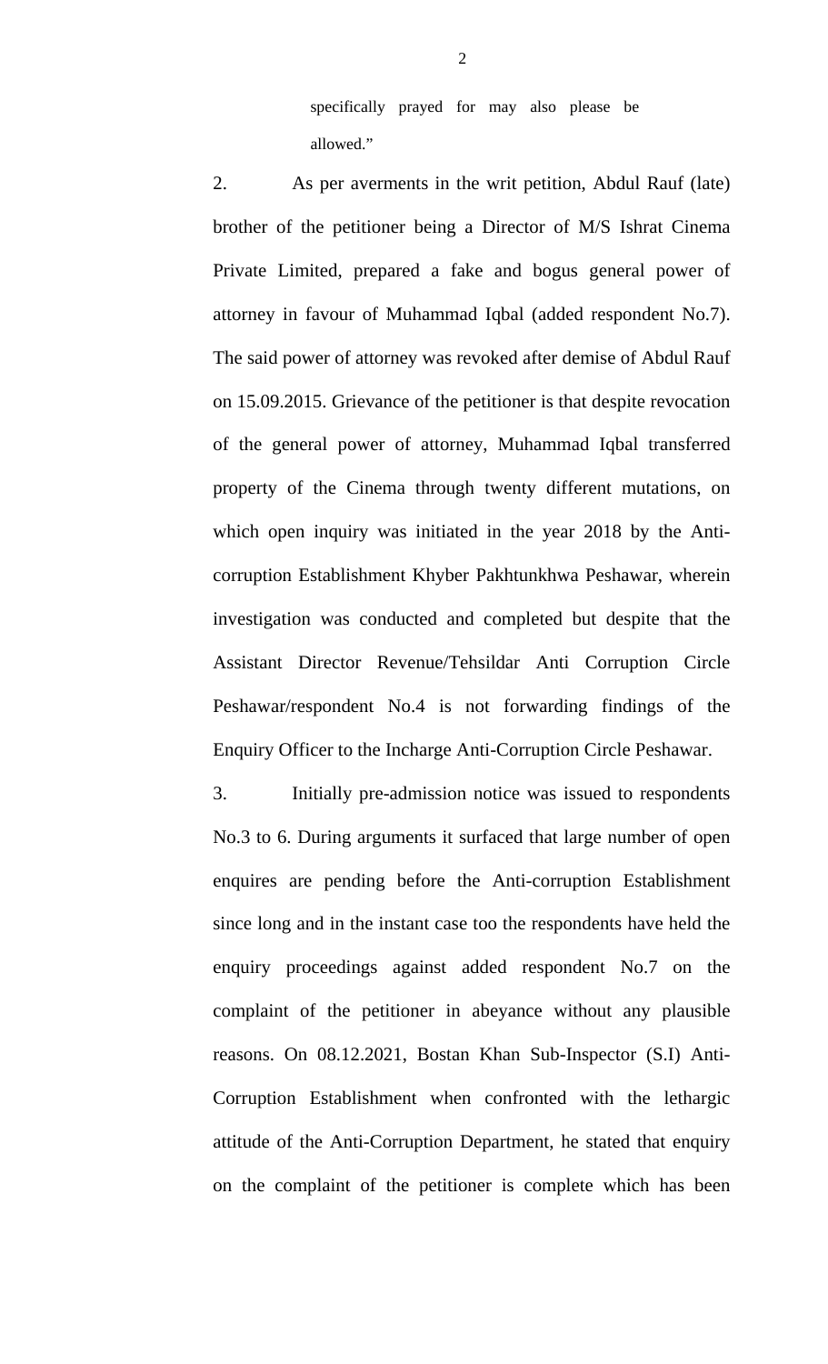specifically prayed for may also please be allowed."

2. As per averments in the writ petition, Abdul Rauf (late) brother of the petitioner being a Director of M/S Ishrat Cinema Private Limited, prepared a fake and bogus general power of attorney in favour of Muhammad Iqbal (added respondent No.7). The said power of attorney was revoked after demise of Abdul Rauf on 15.09.2015. Grievance of the petitioner is that despite revocation of the general power of attorney, Muhammad Iqbal transferred property of the Cinema through twenty different mutations, on which open inquiry was initiated in the year 2018 by the Anti-corruption Establishment Khyber Pakhtunkhwa Peshawar, wherein investigation was conducted and completed but despite that the Assistant Director Revenue/Tehsildar Anti Corruption Circle Peshawar/respondent No.4 is not forwarding findings of the Enquiry Officer to the Incharge Anti-Corruption Circle Peshawar.

3. Initially pre-admission notice was issued to respondents No.3 to 6. During arguments it surfaced that large number of open enquires are pending before the Anti-corruption Establishment since long and in the instant case too the respondents have held the enquiry proceedings against added respondent No.7 on the complaint of the petitioner in abeyance without any plausible reasons. On 08.12.2021, Bostan Khan Sub-Inspector (S.I) Anti-Corruption Establishment when confronted with the lethargic attitude of the Anti-Corruption Department, he stated that enquiry on the complaint of the petitioner is complete which has been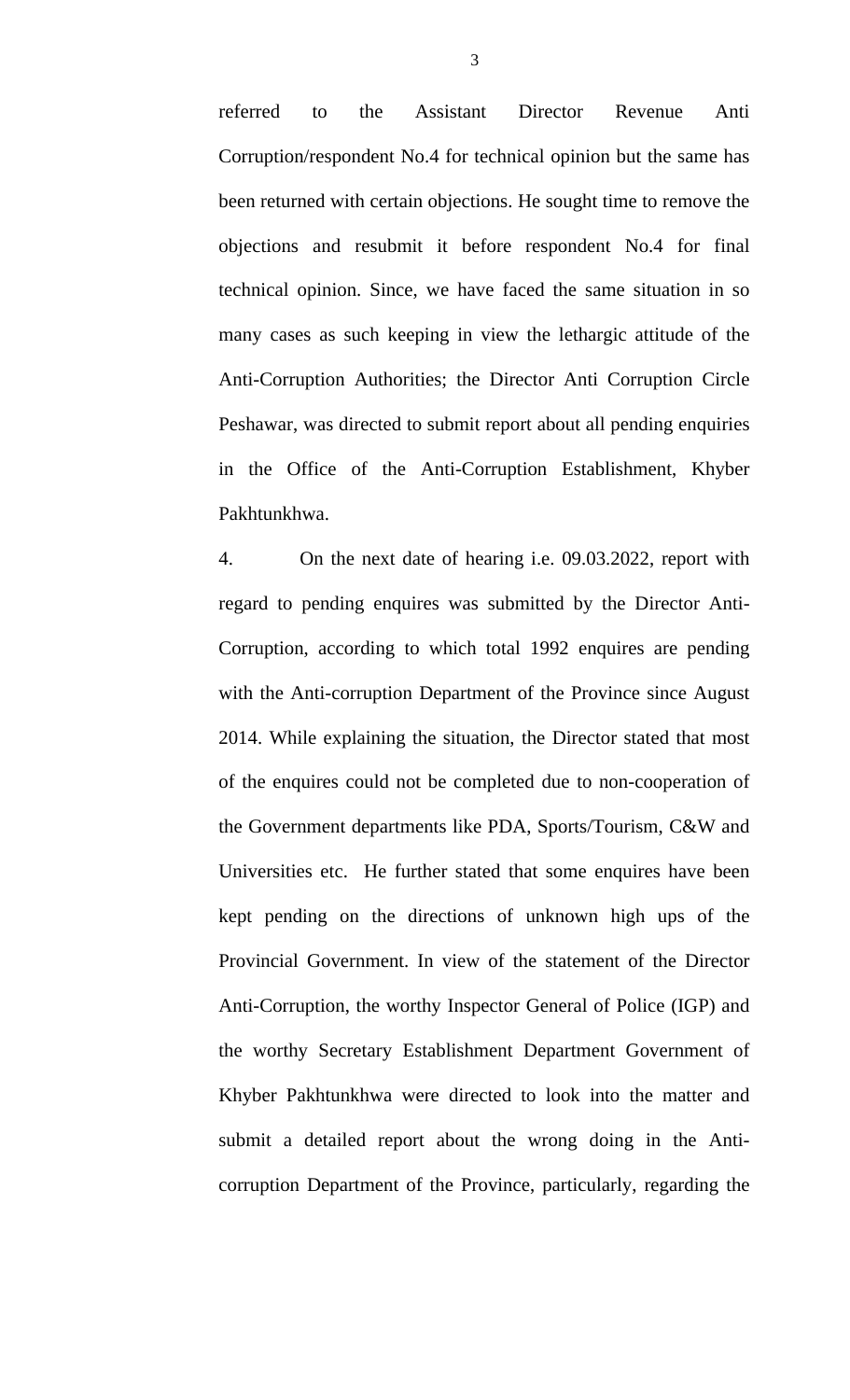referred to the Assistant Director Revenue Anti Corruption/respondent No.4 for technical opinion but the same has been returned with certain objections. He sought time to remove the objections and resubmit it before respondent No.4 for final technical opinion. Since, we have faced the same situation in so many cases as such keeping in view the lethargic attitude of the Anti-Corruption Authorities; the Director Anti Corruption Circle Peshawar, was directed to submit report about all pending enquiries in the Office of the Anti-Corruption Establishment, Khyber Pakhtunkhwa.

4. On the next date of hearing i.e. 09.03.2022, report with regard to pending enquires was submitted by the Director Anti-Corruption, according to which total 1992 enquires are pending with the Anti-corruption Department of the Province since August 2014. While explaining the situation, the Director stated that most of the enquires could not be completed due to non-cooperation of the Government departments like PDA, Sports/Tourism, C&W and Universities etc. He further stated that some enquires have been kept pending on the directions of unknown high ups of the Provincial Government. In view of the statement of the Director Anti-Corruption, the worthy Inspector General of Police (IGP) and the worthy Secretary Establishment Department Government of Khyber Pakhtunkhwa were directed to look into the matter and submit a detailed report about the wrong doing in the Anti-corruption Department of the Province, particularly, regarding the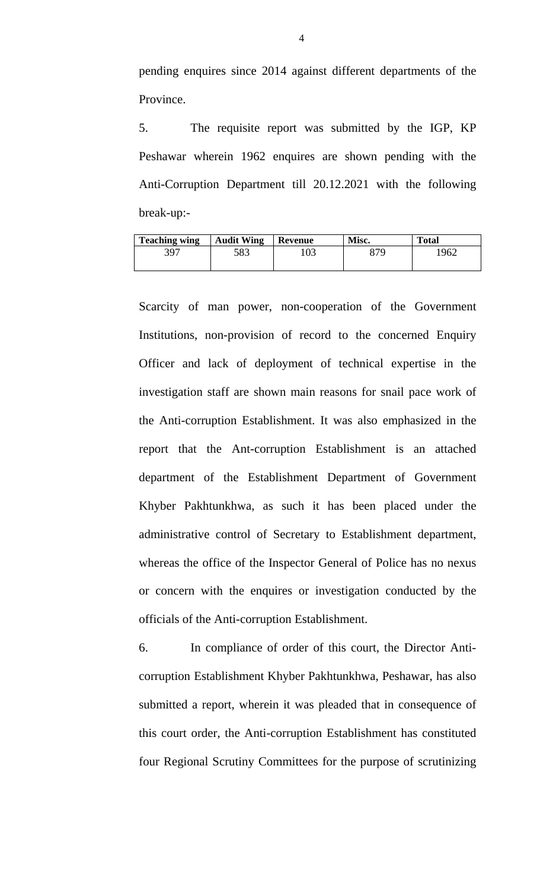pending enquires since 2014 against different departments of the Province.

5. The requisite report was submitted by the IGP, KP Peshawar wherein 1962 enquires are shown pending with the Anti-Corruption Department till 20.12.2021 with the following break-up:-

| Teaching wing | Audit Wing | Revenue | Misc. | Total |
|---|---|---|---|---|
| 397 | 583 | 103 | 879 | 1962 |

Scarcity of man power, non-cooperation of the Government Institutions, non-provision of record to the concerned Enquiry Officer and lack of deployment of technical expertise in the investigation staff are shown main reasons for snail pace work of the Anti-corruption Establishment. It was also emphasized in the report that the Ant-corruption Establishment is an attached department of the Establishment Department of Government Khyber Pakhtunkhwa, as such it has been placed under the administrative control of Secretary to Establishment department, whereas the office of the Inspector General of Police has no nexus or concern with the enquires or investigation conducted by the officials of the Anti-corruption Establishment.

6. In compliance of order of this court, the Director Anti-corruption Establishment Khyber Pakhtunkhwa, Peshawar, has also submitted a report, wherein it was pleaded that in consequence of this court order, the Anti-corruption Establishment has constituted four Regional Scrutiny Committees for the purpose of scrutinizing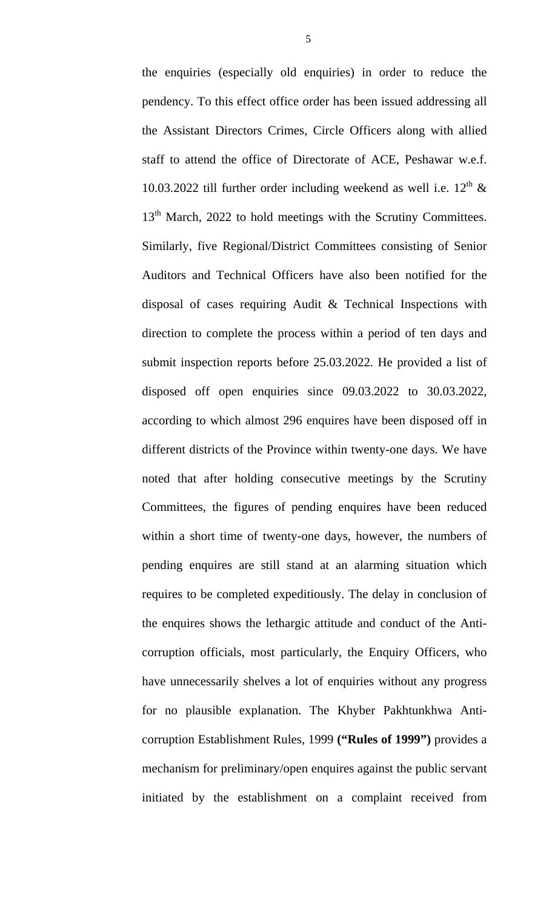the enquiries (especially old enquiries) in order to reduce the pendency. To this effect office order has been issued addressing all the Assistant Directors Crimes, Circle Officers along with allied staff to attend the office of Directorate of ACE, Peshawar w.e.f. 10.03.2022 till further order including weekend as well i.e. 12th & 13th March, 2022 to hold meetings with the Scrutiny Committees. Similarly, five Regional/District Committees consisting of Senior Auditors and Technical Officers have also been notified for the disposal of cases requiring Audit & Technical Inspections with direction to complete the process within a period of ten days and submit inspection reports before 25.03.2022. He provided a list of disposed off open enquiries since 09.03.2022 to 30.03.2022, according to which almost 296 enquires have been disposed off in different districts of the Province within twenty-one days. We have noted that after holding consecutive meetings by the Scrutiny Committees, the figures of pending enquires have been reduced within a short time of twenty-one days, however, the numbers of pending enquires are still stand at an alarming situation which requires to be completed expeditiously. The delay in conclusion of the enquires shows the lethargic attitude and conduct of the Anti-corruption officials, most particularly, the Enquiry Officers, who have unnecessarily shelves a lot of enquiries without any progress for no plausible explanation. The Khyber Pakhtunkhwa Anti-corruption Establishment Rules, 1999 **("Rules of 1999")** provides a mechanism for preliminary/open enquires against the public servant initiated by the establishment on a complaint received from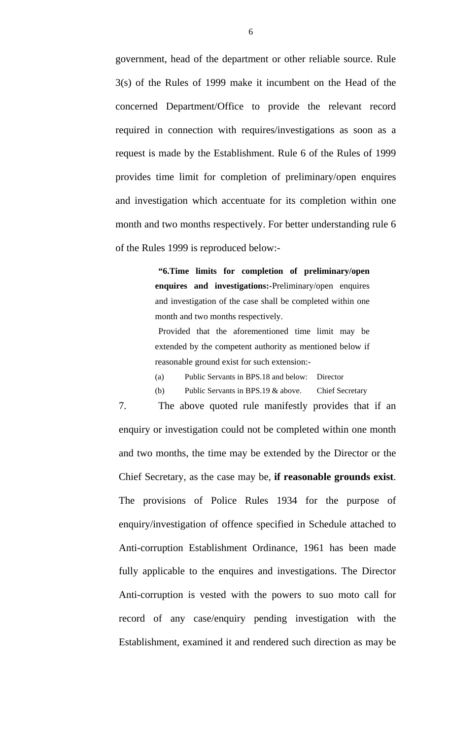government, head of the department or other reliable source. Rule 3(s) of the Rules of 1999 make it incumbent on the Head of the concerned Department/Office to provide the relevant record required in connection with requires/investigations as soon as a request is made by the Establishment. Rule 6 of the Rules of 1999 provides time limit for completion of preliminary/open enquires and investigation which accentuate for its completion within one month and two months respectively. For better understanding rule 6 of the Rules 1999 is reproduced below:-

> **"6.Time limits for completion of preliminary/open enquires and investigations:-**Preliminary/open enquires and investigation of the case shall be completed within one month and two months respectively.
>
> Provided that the aforementioned time limit may be extended by the competent authority as mentioned below if reasonable ground exist for such extension:-
>
> (a) Public Servants in BPS.18 and below: Director
>
> (b) Public Servants in BPS.19 & above. Chief Secretary

7. The above quoted rule manifestly provides that if an enquiry or investigation could not be completed within one month and two months, the time may be extended by the Director or the Chief Secretary, as the case may be, **if reasonable grounds exist**. The provisions of Police Rules 1934 for the purpose of enquiry/investigation of offence specified in Schedule attached to Anti-corruption Establishment Ordinance, 1961 has been made fully applicable to the enquires and investigations. The Director Anti-corruption is vested with the powers to suo moto call for record of any case/enquiry pending investigation with the Establishment, examined it and rendered such direction as may be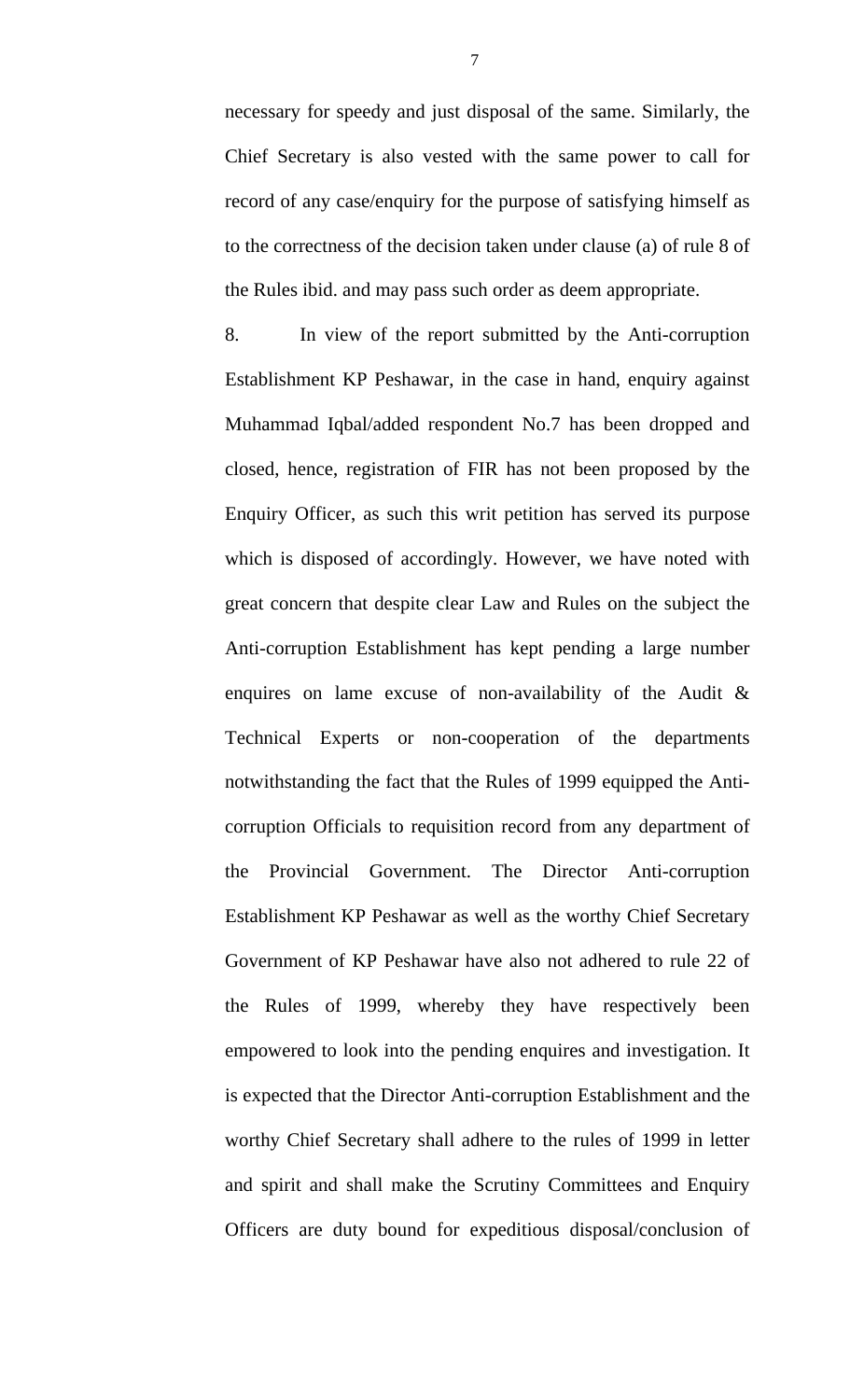necessary for speedy and just disposal of the same. Similarly, the Chief Secretary is also vested with the same power to call for record of any case/enquiry for the purpose of satisfying himself as to the correctness of the decision taken under clause (a) of rule 8 of the Rules ibid. and may pass such order as deem appropriate.

8. In view of the report submitted by the Anti-corruption Establishment KP Peshawar, in the case in hand, enquiry against Muhammad Iqbal/added respondent No.7 has been dropped and closed, hence, registration of FIR has not been proposed by the Enquiry Officer, as such this writ petition has served its purpose which is disposed of accordingly. However, we have noted with great concern that despite clear Law and Rules on the subject the Anti-corruption Establishment has kept pending a large number enquires on lame excuse of non-availability of the Audit & Technical Experts or non-cooperation of the departments notwithstanding the fact that the Rules of 1999 equipped the Anti-corruption Officials to requisition record from any department of the Provincial Government. The Director Anti-corruption Establishment KP Peshawar as well as the worthy Chief Secretary Government of KP Peshawar have also not adhered to rule 22 of the Rules of 1999, whereby they have respectively been empowered to look into the pending enquires and investigation. It is expected that the Director Anti-corruption Establishment and the worthy Chief Secretary shall adhere to the rules of 1999 in letter and spirit and shall make the Scrutiny Committees and Enquiry Officers are duty bound for expeditious disposal/conclusion of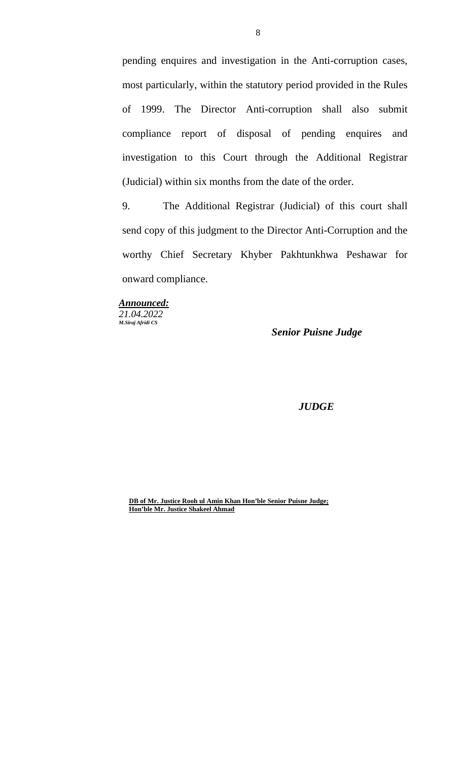pending enquires and investigation in the Anti-corruption cases, most particularly, within the statutory period provided in the Rules of 1999. The Director Anti-corruption shall also submit compliance report of disposal of pending enquires and investigation to this Court through the Additional Registrar (Judicial) within six months from the date of the order.

9. The Additional Registrar (Judicial) of this court shall send copy of this judgment to the Director Anti-Corruption and the worthy Chief Secretary Khyber Pakhtunkhwa Peshawar for onward compliance.

***Announced:***
*21.04.2022*
***M.Siraj Afridi CS***

***Senior Puisne Judge***

***JUDGE***

**DB of Mr. Justice Rooh ul Amin Khan Hon'ble Senior Puisne Judge; Hon'ble Mr. Justice Shakeel Ahmad**